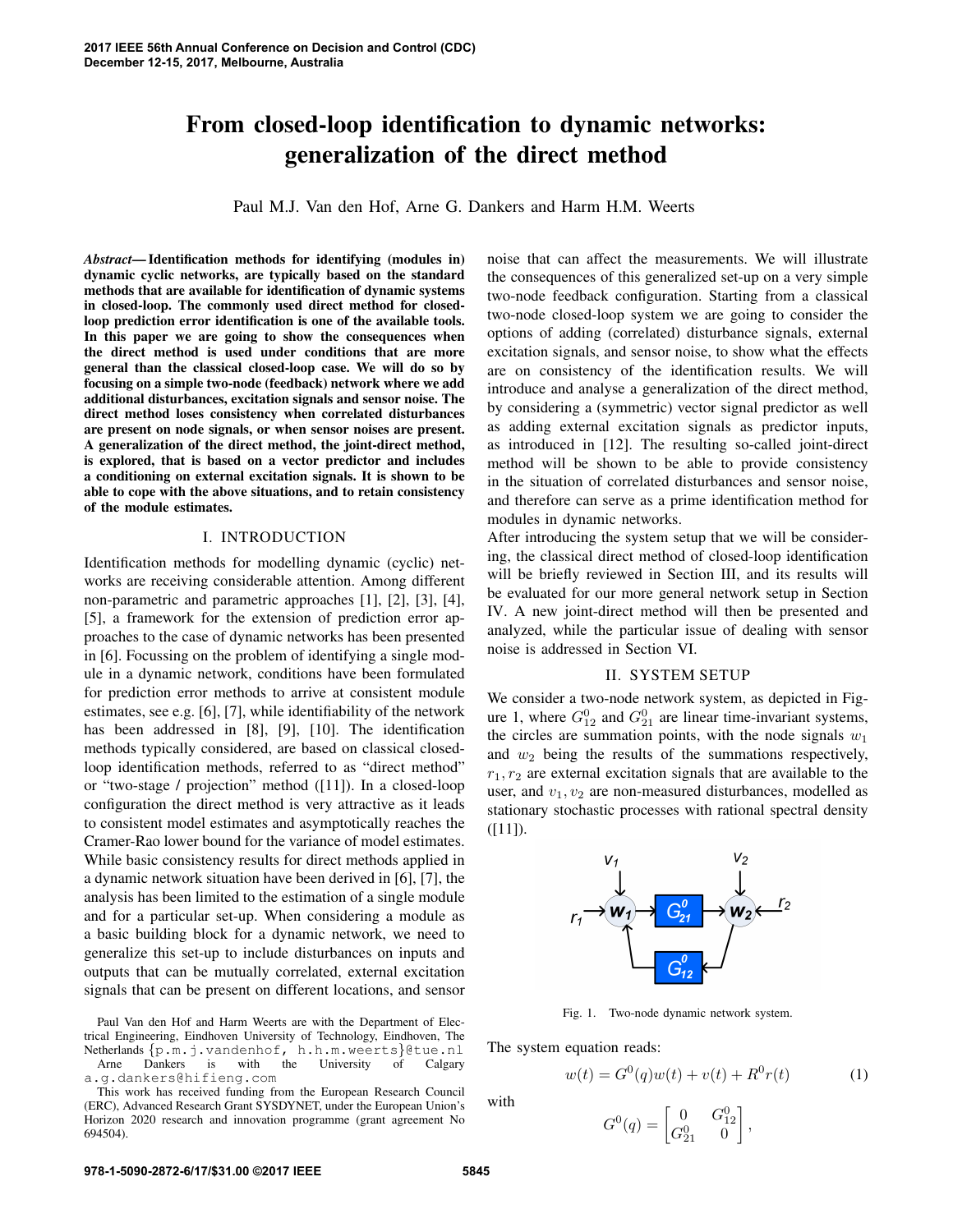# From closed-loop identification to dynamic networks: generalization of the direct method

Paul M.J. Van den Hof, Arne G. Dankers and Harm H.M. Weerts

***Abstract*— Identification methods for identifying (modules in) dynamic cyclic networks, are typically based on the standard methods that are available for identification of dynamic systems in closed-loop. The commonly used direct method for closed-loop prediction error identification is one of the available tools. In this paper we are going to show the consequences when the direct method is used under conditions that are more general than the classical closed-loop case. We will do so by focusing on a simple two-node (feedback) network where we add additional disturbances, excitation signals and sensor noise. The direct method loses consistency when correlated disturbances are present on node signals, or when sensor noises are present. A generalization of the direct method, the joint-direct method, is explored, that is based on a vector predictor and includes a conditioning on external excitation signals. It is shown to be able to cope with the above situations, and to retain consistency of the module estimates.**

## I. INTRODUCTION

Identification methods for modelling dynamic (cyclic) networks are receiving considerable attention. Among different non-parametric and parametric approaches [1], [2], [3], [4], [5], a framework for the extension of prediction error approaches to the case of dynamic networks has been presented in [6]. Focussing on the problem of identifying a single module in a dynamic network, conditions have been formulated for prediction error methods to arrive at consistent module estimates, see e.g. [6], [7], while identifiability of the network has been addressed in [8], [9], [10]. The identification methods typically considered, are based on classical closed-loop identification methods, referred to as "direct method" or "two-stage / projection" method ([11]). In a closed-loop configuration the direct method is very attractive as it leads to consistent model estimates and asymptotically reaches the Cramer-Rao lower bound for the variance of model estimates. While basic consistency results for direct methods applied in a dynamic network situation have been derived in [6], [7], the analysis has been limited to the estimation of a single module and for a particular set-up. When considering a module as a basic building block for a dynamic network, we need to generalize this set-up to include disturbances on inputs and outputs that can be mutually correlated, external excitation signals that can be present on different locations, and sensor noise that can affect the measurements. We will illustrate the consequences of this generalized set-up on a very simple two-node feedback configuration. Starting from a classical two-node closed-loop system we are going to consider the options of adding (correlated) disturbance signals, external excitation signals, and sensor noise, to show what the effects are on consistency of the identification results. We will introduce and analyse a generalization of the direct method, by considering a (symmetric) vector signal predictor as well as adding external excitation signals as predictor inputs, as introduced in [12]. The resulting so-called joint-direct method will be shown to be able to provide consistency in the situation of correlated disturbances and sensor noise, and therefore can serve as a prime identification method for modules in dynamic networks.

After introducing the system setup that we will be considering, the classical direct method of closed-loop identification will be briefly reviewed in Section III, and its results will be evaluated for our more general network setup in Section IV. A new joint-direct method will then be presented and analyzed, while the particular issue of dealing with sensor noise is addressed in Section VI.

Paul Van den Hof and Harm Weerts are with the Department of Electrical Engineering, Eindhoven University of Technology, Eindhoven, The Netherlands {p.m.j.vandenhof, h.h.m.weerts}@tue.nl

Arne Dankers is with the University of Calgary a.g.dankers@hifieng.com

This work has received funding from the European Research Council (ERC), Advanced Research Grant SYSDYNET, under the European Union's Horizon 2020 research and innovation programme (grant agreement No 694504).

## II. SYSTEM SETUP

We consider a two-node network system, as depicted in Figure 1, where $G_{12}^0$ and $G_{21}^0$ are linear time-invariant systems, the circles are summation points, with the node signals $w_1$ and $w_2$ being the results of the summations respectively, $r_1, r_2$ are external excitation signals that are available to the user, and $v_1, v_2$ are non-measured disturbances, modelled as stationary stochastic processes with rational spectral density ([11]).

Fig. 1. Two-node dynamic network system.

The system equation reads:

$$w(t) = G^0(q)w(t) + v(t) + R^0 r(t) \tag{1}$$

with

$$G^0(q) = \begin{bmatrix} 0 & G_{12}^0 \\ G_{21}^0 & 0 \end{bmatrix},$$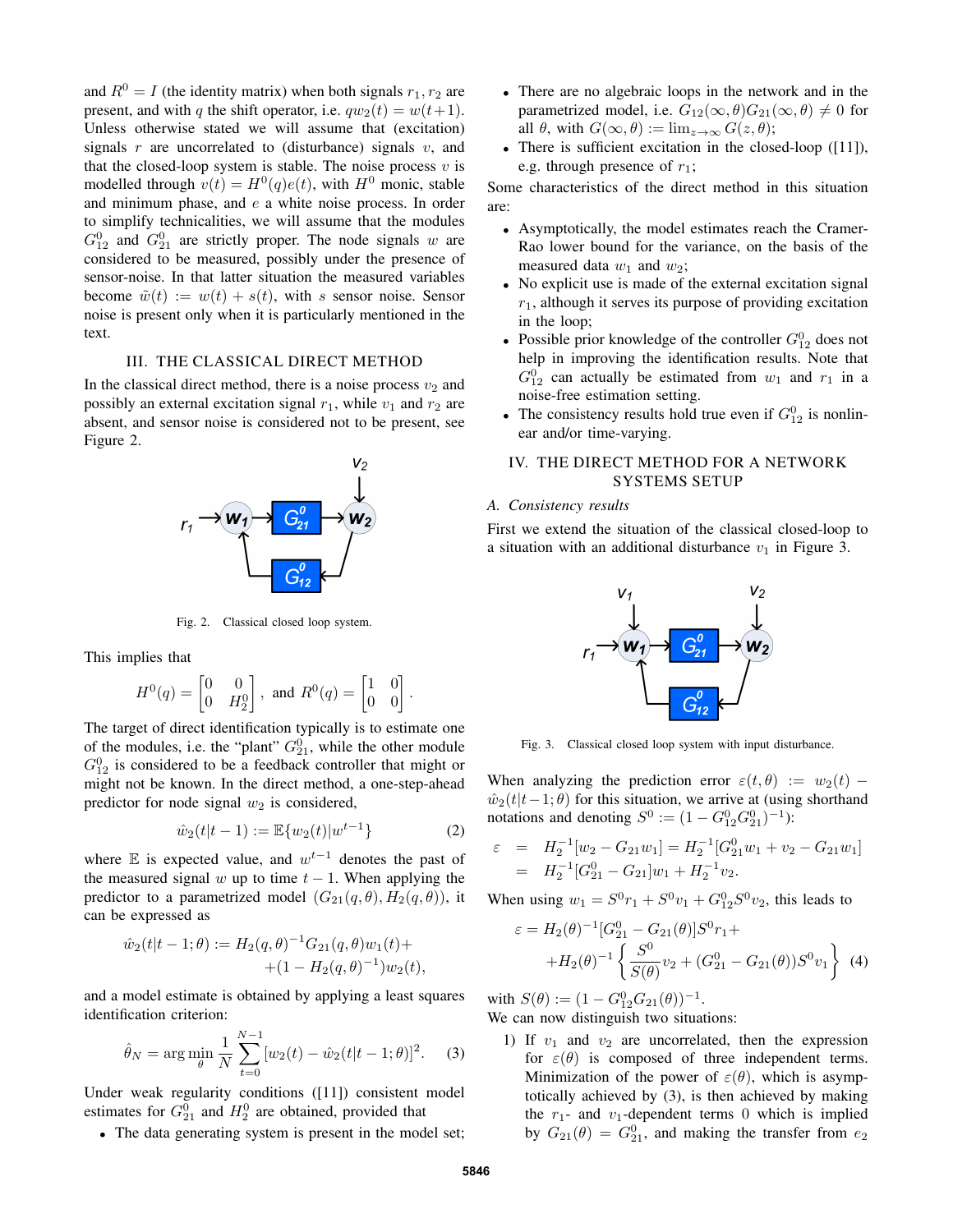and $R^0 = I$ (the identity matrix) when both signals $r_1, r_2$ are present, and with $q$ the shift operator, i.e. $qw_2(t) = w(t+1)$. Unless otherwise stated we will assume that (excitation) signals $r$ are uncorrelated to (disturbance) signals $v$, and that the closed-loop system is stable. The noise process $v$ is modelled through $v(t) = H^0(q)e(t)$, with $H^0$ monic, stable and minimum phase, and $e$ a white noise process. In order to simplify technicalities, we will assume that the modules $G_{12}^0$ and $G_{21}^0$ are strictly proper. The node signals $w$ are considered to be measured, possibly under the presence of sensor-noise. In that latter situation the measured variables become $\tilde{w}(t) := w(t) + s(t)$, with $s$ sensor noise. Sensor noise is present only when it is particularly mentioned in the text.

## III. The Classical Direct Method

In the classical direct method, there is a noise process $v_2$ and possibly an external excitation signal $r_1$, while $v_1$ and $r_2$ are absent, and sensor noise is considered not to be present, see Figure 2.

Fig. 2. Classical closed loop system.

This implies that

$$H^0(q) = \begin{bmatrix} 0 & 0 \\ 0 & H_2^0 \end{bmatrix}, \text{ and } R^0(q) = \begin{bmatrix} 1 & 0 \\ 0 & 0 \end{bmatrix}.$$

The target of direct identification typically is to estimate one of the modules, i.e. the "plant" $G_{21}^0$, while the other module $G_{12}^0$ is considered to be a feedback controller that might or might not be known. In the direct method, a one-step-ahead predictor for node signal $w_2$ is considered,

$$\hat{w}_2(t|t-1) := \mathbb{E}\{w_2(t)|w^{t-1}\} \tag{2}$$

where $\mathbb{E}$ is expected value, and $w^{t-1}$ denotes the past of the measured signal $w$ up to time $t-1$. When applying the predictor to a parametrized model $(G_{21}(q,\theta), H_2(q,\theta))$, it can be expressed as

$$\begin{aligned}\hat{w}_2(t|t-1;\theta) := H_2(q,\theta)^{-1}G_{21}(q,\theta)w_1(t) + \\ +(1 - H_2(q,\theta)^{-1})w_2(t),\end{aligned}$$

and a model estimate is obtained by applying a least squares identification criterion:

$$\hat{\theta}_N = \arg\min_{\theta} \frac{1}{N}\sum_{t=0}^{N-1}[w_2(t) - \hat{w}_2(t|t-1;\theta)]^2. \tag{3}$$

Under weak regularity conditions ([11]) consistent model estimates for $G_{21}^0$ and $H_2^0$ are obtained, provided that

- The data generating system is present in the model set;
- There are no algebraic loops in the network and in the parametrized model, i.e. $G_{12}(\infty,\theta)G_{21}(\infty,\theta) \neq 0$ for all $\theta$, with $G(\infty,\theta) := \lim_{z\to\infty} G(z,\theta)$;
- There is sufficient excitation in the closed-loop ([11]), e.g. through presence of $r_1$;

Some characteristics of the direct method in this situation are:

- Asymptotically, the model estimates reach the Cramer-Rao lower bound for the variance, on the basis of the measured data $w_1$ and $w_2$;
- No explicit use is made of the external excitation signal $r_1$, although it serves its purpose of providing excitation in the loop;
- Possible prior knowledge of the controller $G_{12}^0$ does not help in improving the identification results. Note that $G_{12}^0$ can actually be estimated from $w_1$ and $r_1$ in a noise-free estimation setting.
- The consistency results hold true even if $G_{12}^0$ is nonlinear and/or time-varying.

## IV. The Direct Method for a Network Systems Setup

### A. Consistency results

First we extend the situation of the classical closed-loop to a situation with an additional disturbance $v_1$ in Figure 3.

Fig. 3. Classical closed loop system with input disturbance.

When analyzing the prediction error $\varepsilon(t,\theta) := w_2(t) - \hat{w}_2(t|t-1;\theta)$ for this situation, we arrive at (using shorthand notations and denoting $S^0 := (1 - G_{12}^0 G_{21}^0)^{-1}$):

$$\begin{aligned}\varepsilon &= H_2^{-1}[w_2 - G_{21}w_1] = H_2^{-1}[G_{21}^0 w_1 + v_2 - G_{21}w_1] \\ &= H_2^{-1}[G_{21}^0 - G_{21}]w_1 + H_2^{-1}v_2.\end{aligned}$$

When using $w_1 = S^0 r_1 + S^0 v_1 + G_{12}^0 S^0 v_2$, this leads to

$$\begin{aligned}\varepsilon = H_2(\theta)^{-1}[G_{21}^0 - G_{21}(\theta)]S^0 r_1 + \\ +H_2(\theta)^{-1}\left\{\frac{S^0}{S(\theta)}v_2 + (G_{21}^0 - G_{21}(\theta))S^0 v_1\right\}\end{aligned} \tag{4}$$

with $S(\theta) := (1 - G_{12}^0 G_{21}(\theta))^{-1}$.

We can now distinguish two situations:

1) If $v_1$ and $v_2$ are uncorrelated, then the expression for $\varepsilon(\theta)$ is composed of three independent terms. Minimization of the power of $\varepsilon(\theta)$, which is asymptotically achieved by (3), is then achieved by making the $r_1$- and $v_1$-dependent terms 0 which is implied by $G_{21}(\theta) = G_{21}^0$, and making the transfer from $e_2$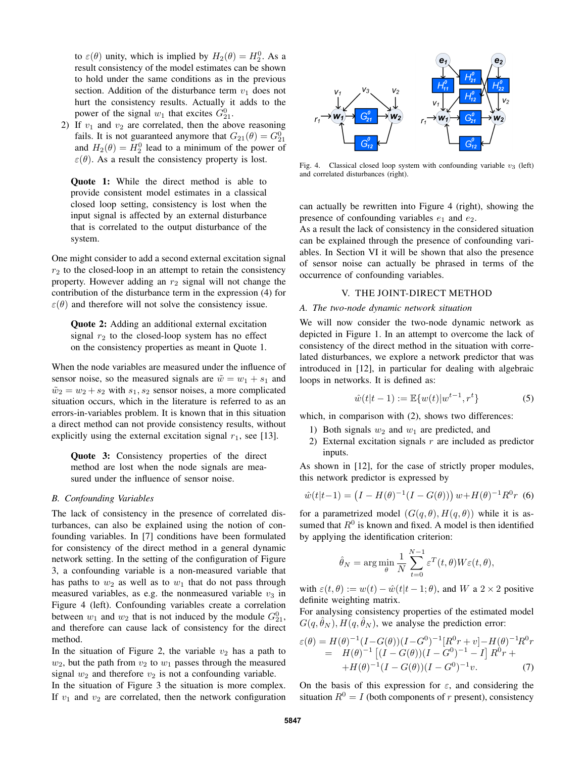to $\varepsilon(\theta)$ unity, which is implied by $H_2(\theta) = H_2^0$. As a result consistency of the model estimates can be shown to hold under the same conditions as in the previous section. Addition of the disturbance term $v_1$ does not hurt the consistency results. Actually it adds to the power of the signal $w_1$ that excites $G_{21}^0$.

2) If $v_1$ and $v_2$ are correlated, then the above reasoning fails. It is not guaranteed anymore that $G_{21}(\theta) = G_{21}^0$ and $H_2(\theta) = H_2^0$ lead to a minimum of the power of $\varepsilon(\theta)$. As a result the consistency property is lost.

> **Quote 1:** While the direct method is able to provide consistent model estimates in a classical closed loop setting, consistency is lost when the input signal is affected by an external disturbance that is correlated to the output disturbance of the system.

One might consider to add a second external excitation signal $r_2$ to the closed-loop in an attempt to retain the consistency property. However adding an $r_2$ signal will not change the contribution of the disturbance term in the expression (4) for $\varepsilon(\theta)$ and therefore will not solve the consistency issue.

> **Quote 2:** Adding an additional external excitation signal $r_2$ to the closed-loop system has no effect on the consistency properties as meant in Quote 1.

When the node variables are measured under the influence of sensor noise, so the measured signals are $\tilde{w} = w_1 + s_1$ and $\tilde{w}_2 = w_2 + s_2$ with $s_1, s_2$ sensor noises, a more complicated situation occurs, which in the literature is referred to as an errors-in-variables problem. It is known that in this situation a direct method can not provide consistency results, without explicitly using the external excitation signal $r_1$, see [13].

> **Quote 3:** Consistency properties of the direct method are lost when the node signals are measured under the influence of sensor noise.

### B. Confounding Variables

The lack of consistency in the presence of correlated disturbances, can also be explained using the notion of confounding variables. In [7] conditions have been formulated for consistency of the direct method in a general dynamic network setting. In the setting of the configuration of Figure 3, a confounding variable is a non-measured variable that has paths to $w_2$ as well as to $w_1$ that do not pass through measured variables, as e.g. the nonmeasured variable $v_3$ in Figure 4 (left). Confounding variables create a correlation between $w_1$ and $w_2$ that is not induced by the module $G_{21}^0$, and therefore can cause lack of consistency for the direct method.

In the situation of Figure 2, the variable $v_2$ has a path to $w_2$, but the path from $v_2$ to $w_1$ passes through the measured signal $w_2$ and therefore $v_2$ is not a confounding variable.

In the situation of Figure 3 the situation is more complex. If $v_1$ and $v_2$ are correlated, then the network configuration can actually be rewritten into Figure 4 (right), showing the presence of confounding variables $e_1$ and $e_2$.

Fig. 4. Classical closed loop system with confounding variable $v_3$ (left) and correlated disturbances (right).

As a result the lack of consistency in the considered situation can be explained through the presence of confounding variables. In Section VI it will be shown that also the presence of sensor noise can actually be phrased in terms of the occurrence of confounding variables.

## V. THE JOINT-DIRECT METHOD

### A. The two-node dynamic network situation

We will now consider the two-node dynamic network as depicted in Figure 1. In an attempt to overcome the lack of consistency of the direct method in the situation with correlated disturbances, we explore a network predictor that was introduced in [12], in particular for dealing with algebraic loops in networks. It is defined as:

$$\hat{w}(t|t-1) := \mathbb{E}\{w(t)|w^{t-1}, r^t\} \tag{5}$$

which, in comparison with (2), shows two differences:

1) Both signals $w_2$ and $w_1$ are predicted, and
2) External excitation signals $r$ are included as predictor inputs.

As shown in [12], for the case of strictly proper modules, this network predictor is expressed by

$$\hat{w}(t|t-1) = \left(I - H(\theta)^{-1}(I - G(\theta))\right) w + H(\theta)^{-1} R^0 r \tag{6}$$

for a parametrized model $(G(q, \theta), H(q, \theta))$ while it is assumed that $R^0$ is known and fixed. A model is then identified by applying the identification criterion:

$$\hat{\theta}_N = \arg\min_{\theta} \frac{1}{N} \sum_{t=0}^{N-1} \varepsilon^T(t, \theta) W \varepsilon(t, \theta),$$

with $\varepsilon(t, \theta) := w(t) - \hat{w}(t|t-1; \theta)$, and $W$ a $2 \times 2$ positive definite weighting matrix.

For analysing consistency properties of the estimated model $G(q, \hat{\theta}_N), H(q, \hat{\theta}_N)$, we analyse the prediction error:

$$\begin{aligned}
\varepsilon(\theta) &= H(\theta)^{-1}(I - G(\theta))(I - G^0)^{-1}[R^0 r + v] - H(\theta)^{-1} R^0 r \\
&= H(\theta)^{-1}\left[(I - G(\theta))(I - G^0)^{-1} - I\right] R^0 r + \\
&\quad + H(\theta)^{-1}(I - G(\theta))(I - G^0)^{-1} v.
\end{aligned} \tag{7}$$

On the basis of this expression for $\varepsilon$, and considering the situation $R^0 = I$ (both components of $r$ present), consistency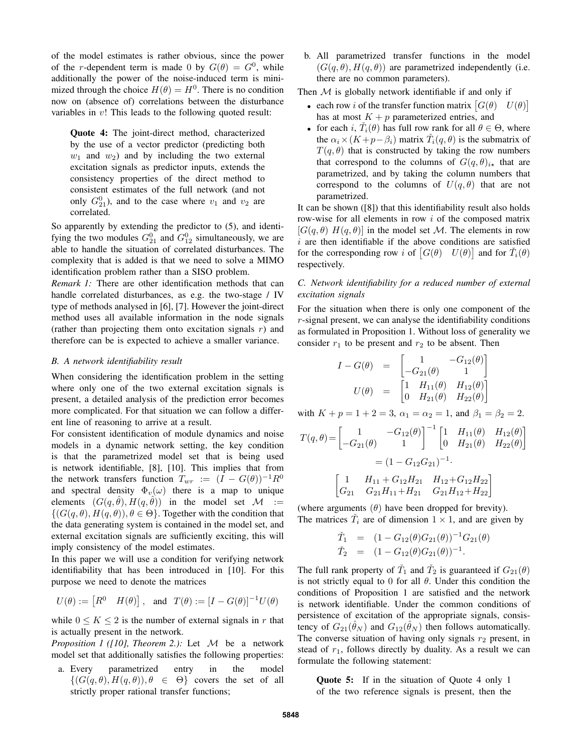of the model estimates is rather obvious, since the power of the $r$-dependent term is made 0 by $G(\theta) = G^0$, while additionally the power of the noise-induced term is minimized through the choice $H(\theta) = H^0$. There is no condition now on (absence of) correlations between the disturbance variables in $v$! This leads to the following quoted result:

> **Quote 4:** The joint-direct method, characterized by the use of a vector predictor (predicting both $w_1$ and $w_2$) and by including the two external excitation signals as predictor inputs, extends the consistency properties of the direct method to consistent estimates of the full network (and not only $G^0_{21}$), and to the case where $v_1$ and $v_2$ are correlated.

So apparently by extending the predictor to (5), and identifying the two modules $G^0_{21}$ and $G^0_{12}$ simultaneously, we are able to handle the situation of correlated disturbances. The complexity that is added is that we need to solve a MIMO identification problem rather than a SISO problem.

*Remark 1:* There are other identification methods that can handle correlated disturbances, as e.g. the two-stage / IV type of methods analysed in [6], [7]. However the joint-direct method uses all available information in the node signals (rather than projecting them onto excitation signals $r$) and therefore can be is expected to achieve a smaller variance.

### B. A network identifiability result

When considering the identification problem in the setting where only one of the two external excitation signals is present, a detailed analysis of the prediction error becomes more complicated. For that situation we can follow a different line of reasoning to arrive at a result.

For consistent identification of module dynamics and noise models in a dynamic network setting, the key condition is that the parametrized model set that is being used is network identifiable, [8], [10]. This implies that from the network transfers function $T_{wr} := (I - G(\theta))^{-1}R^0$ and spectral density $\Phi_v(\omega)$ there is a map to unique elements $(G(q,\hat\theta), H(q,\hat\theta))$ in the model set $\mathcal{M} := \{(G(q,\theta), H(q,\theta)), \theta \in \Theta\}$. Together with the condition that the data generating system is contained in the model set, and external excitation signals are sufficiently exciting, this will imply consistency of the model estimates.

In this paper we will use a condition for verifying network identifiability that has been introduced in [10]. For this purpose we need to denote the matrices

$$U(\theta) := \begin{bmatrix} R^0 & H(\theta) \end{bmatrix}, \quad \text{and} \quad T(\theta) := [I - G(\theta)]^{-1} U(\theta)$$

while $0 \leq K \leq 2$ is the number of external signals in $r$ that is actually present in the network.

*Proposition 1 ([10], Theorem 2.):* Let $\mathcal{M}$ be a network model set that additionally satisfies the following properties:

a. Every parametrized entry in the model $\{(G(q,\theta), H(q,\theta)), \theta \in \Theta\}$ covers the set of all strictly proper rational transfer functions;
b. All parametrized transfer functions in the model $(G(q,\theta), H(q,\theta))$ are parametrized independently (i.e. there are no common parameters).

Then $\mathcal{M}$ is globally network identifiable if and only if

- each row $i$ of the transfer function matrix $\begin{bmatrix} G(\theta) & U(\theta) \end{bmatrix}$ has at most $K + p$ parameterized entries, and
- for each $i$, $\check{T}_i(\theta)$ has full row rank for all $\theta \in \Theta$, where the $\alpha_i \times (K + p - \beta_i)$ matrix $\check{T}_i(q,\theta)$ is the submatrix of $T(q,\theta)$ that is constructed by taking the row numbers that correspond to the columns of $G(q,\theta)_{i\star}$ that are parametrized, and by taking the column numbers that correspond to the columns of $U(q,\theta)$ that are not parametrized.

It can be shown ([8]) that this identifiability result also holds row-wise for all elements in row $i$ of the composed matrix $[G(q,\theta)\ H(q,\theta)]$ in the model set $\mathcal{M}$. The elements in row $i$ are then identifiable if the above conditions are satisfied for the corresponding row $i$ of $\begin{bmatrix} G(\theta) & U(\theta) \end{bmatrix}$ and for $\check{T}_i(\theta)$ respectively.

### C. Network identifiability for a reduced number of external excitation signals

For the situation when there is only one component of the $r$-signal present, we can analyse the identifiability conditions as formulated in Proposition 1. Without loss of generality we consider $r_1$ to be present and $r_2$ to be absent. Then

$$
\begin{aligned}
I - G(\theta) &= \begin{bmatrix} 1 & -G_{12}(\theta) \\ -G_{21}(\theta) & 1 \end{bmatrix} \\
U(\theta) &= \begin{bmatrix} 1 & H_{11}(\theta) & H_{12}(\theta) \\ 0 & H_{21}(\theta) & H_{22}(\theta) \end{bmatrix}
\end{aligned}
$$

with $K + p = 1 + 2 = 3$, $\alpha_1 = \alpha_2 = 1$, and $\beta_1 = \beta_2 = 2$.

$$
T(q,\theta) = \begin{bmatrix} 1 & -G_{12}(\theta) \\ -G_{21}(\theta) & 1 \end{bmatrix}^{-1} \begin{bmatrix} 1 & H_{11}(\theta) & H_{12}(\theta) \\ 0 & H_{21}(\theta) & H_{22}(\theta) \end{bmatrix}
= (1 - G_{12}G_{21})^{-1} \cdot
\begin{bmatrix} 1 & H_{11} + G_{12}H_{21} & H_{12} + G_{12}H_{22} \\ G_{21} & G_{21}H_{11} + H_{21} & G_{21}H_{12} + H_{22} \end{bmatrix}
$$

(where arguments $(\theta)$ have been dropped for brevity). The matrices $\check{T}_i$ are of dimension $1 \times 1$, and are given by

$$
\begin{aligned}
\check{T}_1 &= (1 - G_{12}(\theta)G_{21}(\theta))^{-1} G_{21}(\theta) \\
\check{T}_2 &= (1 - G_{12}(\theta)G_{21}(\theta))^{-1}.
\end{aligned}
$$

The full rank property of $\check{T}_1$ and $\check{T}_2$ is guaranteed if $G_{21}(\theta)$ is not strictly equal to 0 for all $\theta$. Under this condition the conditions of Proposition 1 are satisfied and the network is network identifiable. Under the common conditions of persistence of excitation of the appropriate signals, consistency of $G_{21}(\hat\theta_N)$ and $G_{12}(\hat\theta_N)$ then follows automatically. The converse situation of having only signals $r_2$ present, in stead of $r_1$, follows directly by duality. As a result we can formulate the following statement:

> **Quote 5:** If in the situation of Quote 4 only 1 of the two reference signals is present, then the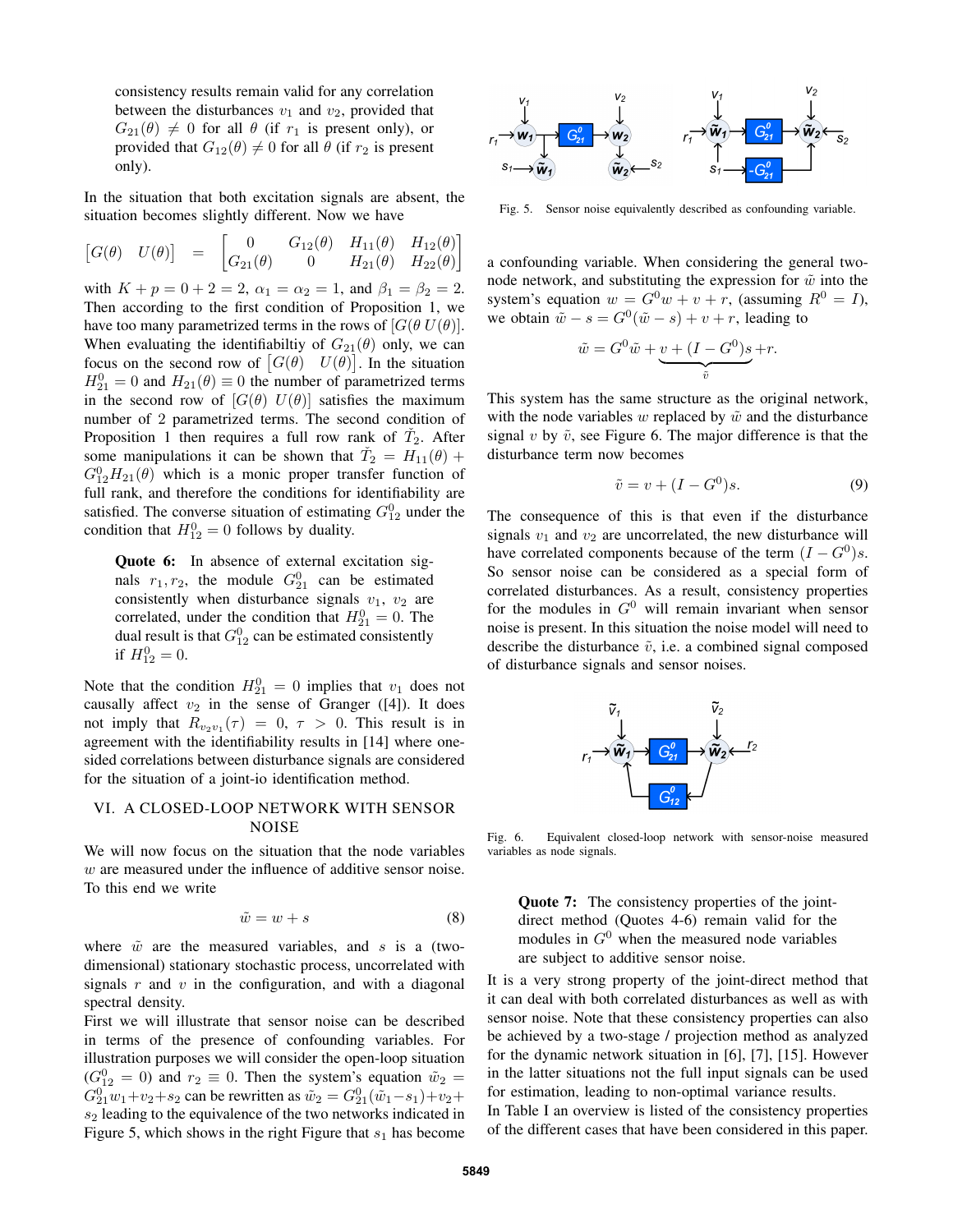consistency results remain valid for any correlation between the disturbances $v_1$ and $v_2$, provided that $G_{21}(\theta) \neq 0$ for all $\theta$ (if $r_1$ is present only), or provided that $G_{12}(\theta) \neq 0$ for all $\theta$ (if $r_2$ is present only).

In the situation that both excitation signals are absent, the situation becomes slightly different. Now we have

$$\begin{bmatrix} G(\theta) & U(\theta) \end{bmatrix} = \begin{bmatrix} 0 & G_{12}(\theta) & H_{11}(\theta) & H_{12}(\theta) \\ G_{21}(\theta) & 0 & H_{21}(\theta) & H_{22}(\theta) \end{bmatrix}$$

with $K + p = 0 + 2 = 2$, $\alpha_1 = \alpha_2 = 1$, and $\beta_1 = \beta_2 = 2$. Then according to the first condition of Proposition 1, we have too many parametrized terms in the rows of $[G(\theta\, U(\theta)]$. When evaluating the identifiabiltiy of $G_{21}(\theta)$ only, we can focus on the second row of $\begin{bmatrix} G(\theta) & U(\theta) \end{bmatrix}$. In the situation $H^0_{21} = 0$ and $H_{21}(\theta) \equiv 0$ the number of parametrized terms in the second row of $[G(\theta)\ U(\theta)]$ satisfies the maximum number of 2 parametrized terms. The second condition of Proposition 1 then requires a full row rank of $\breve{T}_2$. After some manipulations it can be shown that $\breve{T}_2 = H_{11}(\theta) + G^0_{12} H_{21}(\theta)$ which is a monic proper transfer function of full rank, and therefore the conditions for identifiability are satisfied. The converse situation of estimating $G^0_{12}$ under the condition that $H^0_{12} = 0$ follows by duality.

> **Quote 6:** In absence of external excitation signals $r_1, r_2$, the module $G^0_{21}$ can be estimated consistently when disturbance signals $v_1$, $v_2$ are correlated, under the condition that $H^0_{21} = 0$. The dual result is that $G^0_{12}$ can be estimated consistently if $H^0_{12} = 0$.

Note that the condition $H^0_{21} = 0$ implies that $v_1$ does not causally affect $v_2$ in the sense of Granger ([4]). It does not imply that $R_{v_2 v_1}(\tau) = 0$, $\tau > 0$. This result is in agreement with the identifiability results in [14] where one-sided correlations between disturbance signals are considered for the situation of a joint-io identification method.

## VI. A Closed-Loop Network with Sensor Noise

We will now focus on the situation that the node variables $w$ are measured under the influence of additive sensor noise. To this end we write

$$\tilde{w} = w + s \tag{8}$$

where $\tilde{w}$ are the measured variables, and $s$ is a (two-dimensional) stationary stochastic process, uncorrelated with signals $r$ and $v$ in the configuration, and with a diagonal spectral density.

First we will illustrate that sensor noise can be described in terms of the presence of confounding variables. For illustration purposes we will consider the open-loop situation ($G^0_{12} = 0$) and $r_2 \equiv 0$. Then the system's equation $\tilde{w}_2 = G^0_{21} w_1 + v_2 + s_2$ can be rewritten as $\tilde{w}_2 = G^0_{21}(\tilde{w}_1 - s_1) + v_2 + s_2$ leading to the equivalence of the two networks indicated in Figure 5, which shows in the right Figure that $s_1$ has become a confounding variable. When considering the general two-node network, and substituting the expression for $\tilde{w}$ into the system's equation $w = G^0 w + v + r$, (assuming $R^0 = I$), we obtain $\tilde{w} - s = G^0(\tilde{w} - s) + v + r$, leading to

$$\tilde{w} = G^0 \tilde{w} + \underbrace{v + (I - G^0)s}_{\tilde{v}} + r.$$

Fig. 5. Sensor noise equivalently described as confounding variable.

This system has the same structure as the original network, with the node variables $w$ replaced by $\tilde{w}$ and the disturbance signal $v$ by $\tilde{v}$, see Figure 6. The major difference is that the disturbance term now becomes

$$\tilde{v} = v + (I - G^0)s. \tag{9}$$

The consequence of this is that even if the disturbance signals $v_1$ and $v_2$ are uncorrelated, the new disturbance will have correlated components because of the term $(I - G^0)s$. So sensor noise can be considered as a special form of correlated disturbances. As a result, consistency properties for the modules in $G^0$ will remain invariant when sensor noise is present. In this situation the noise model will need to describe the disturbance $\tilde{v}$, i.e. a combined signal composed of disturbance signals and sensor noises.

Fig. 6. Equivalent closed-loop network with sensor-noise measured variables as node signals.

> **Quote 7:** The consistency properties of the joint-direct method (Quotes 4-6) remain valid for the modules in $G^0$ when the measured node variables are subject to additive sensor noise.

It is a very strong property of the joint-direct method that it can deal with both correlated disturbances as well as with sensor noise. Note that these consistency properties can also be achieved by a two-stage / projection method as analyzed for the dynamic network situation in [6], [7], [15]. However in the latter situations not the full input signals can be used for estimation, leading to non-optimal variance results.

In Table I an overview is listed of the consistency properties of the different cases that have been considered in this paper.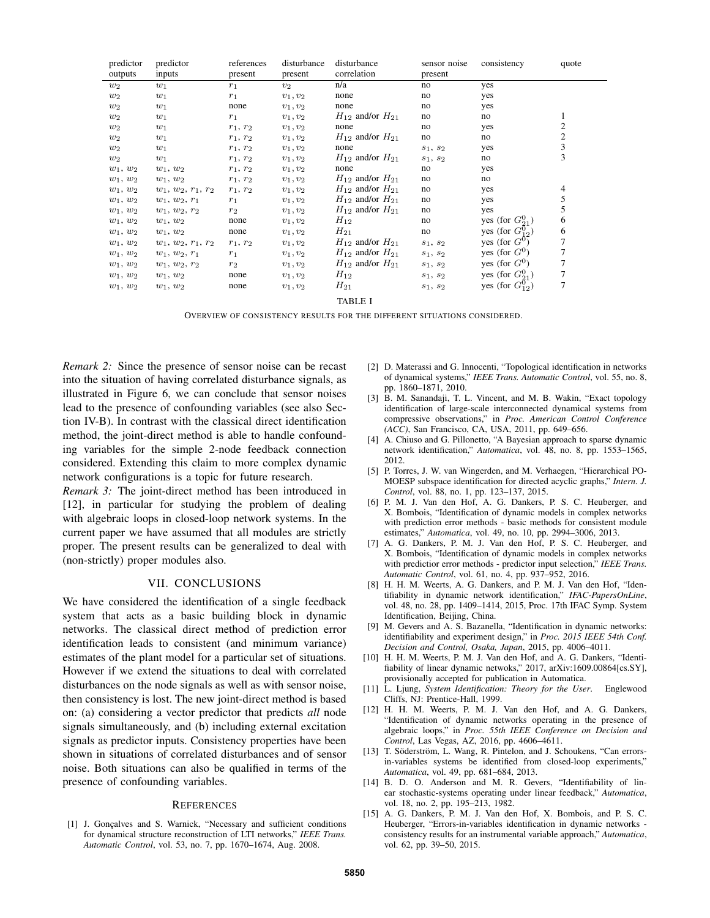| predictor outputs | predictor inputs | references present | disturbance present | disturbance correlation | sensor noise present | consistency | quote |
|---|---|---|---|---|---|---|---|
| $w_2$ | $w_1$ | $r_1$ | $v_2$ | n/a | no | yes | |
| $w_2$ | $w_1$ | $r_1$ | $v_1, v_2$ | none | no | yes | |
| $w_2$ | $w_1$ | none | $v_1, v_2$ | none | no | yes | |
| $w_2$ | $w_1$ | $r_1$ | $v_1, v_2$ | $H_{12}$ and/or $H_{21}$ | no | no | 1 |
| $w_2$ | $w_1$ | $r_1$, $r_2$ | $v_1, v_2$ | none | no | yes | 2 |
| $w_2$ | $w_1$ | $r_1$, $r_2$ | $v_1, v_2$ | $H_{12}$ and/or $H_{21}$ | no | no | 2 |
| $w_2$ | $w_1$ | $r_1$, $r_2$ | $v_1, v_2$ | none | $s_1$, $s_2$ | yes | 3 |
| $w_2$ | $w_1$ | $r_1$, $r_2$ | $v_1, v_2$ | $H_{12}$ and/or $H_{21}$ | $s_1$, $s_2$ | no | 3 |
| $w_1$, $w_2$ | $w_1$, $w_2$ | $r_1$, $r_2$ | $v_1, v_2$ | none | no | yes | |
| $w_1$, $w_2$ | $w_1$, $w_2$ | $r_1$, $r_2$ | $v_1, v_2$ | $H_{12}$ and/or $H_{21}$ | no | no | |
| $w_1$, $w_2$ | $w_1$, $w_2$, $r_1$, $r_2$ | $r_1$, $r_2$ | $v_1, v_2$ | $H_{12}$ and/or $H_{21}$ | no | yes | 4 |
| $w_1$, $w_2$ | $w_1$, $w_2$, $r_1$ | $r_1$ | $v_1, v_2$ | $H_{12}$ and/or $H_{21}$ | no | yes | 5 |
| $w_1$, $w_2$ | $w_1$, $w_2$, $r_2$ | $r_2$ | $v_1, v_2$ | $H_{12}$ and/or $H_{21}$ | no | yes | 5 |
| $w_1$, $w_2$ | $w_1$, $w_2$ | none | $v_1, v_2$ | $H_{12}$ | no | yes (for $G^0_{21}$) | 6 |
| $w_1$, $w_2$ | $w_1$, $w_2$ | none | $v_1, v_2$ | $H_{21}$ | no | yes (for $G^0_{12}$) | 6 |
| $w_1$, $w_2$ | $w_1$, $w_2$, $r_1$, $r_2$ | $r_1$, $r_2$ | $v_1, v_2$ | $H_{12}$ and/or $H_{21}$ | $s_1$, $s_2$ | yes (for $G^0$) | 7 |
| $w_1$, $w_2$ | $w_1$, $w_2$, $r_1$ | $r_1$ | $v_1, v_2$ | $H_{12}$ and/or $H_{21}$ | $s_1$, $s_2$ | yes (for $G^0$) | 7 |
| $w_1$, $w_2$ | $w_1$, $w_2$, $r_2$ | $r_2$ | $v_1, v_2$ | $H_{12}$ and/or $H_{21}$ | $s_1$, $s_2$ | yes (for $G^0$) | 7 |
| $w_1$, $w_2$ | $w_1$, $w_2$ | none | $v_1, v_2$ | $H_{12}$ | $s_1$, $s_2$ | yes (for $G^0_{21}$) | 7 |
| $w_1$, $w_2$ | $w_1$, $w_2$ | none | $v_1, v_2$ | $H_{21}$ | $s_1$, $s_2$ | yes (for $G^0_{12}$) | 7 |

TABLE I

OVERVIEW OF CONSISTENCY RESULTS FOR THE DIFFERENT SITUATIONS CONSIDERED.

*Remark 2:* Since the presence of sensor noise can be recast into the situation of having correlated disturbance signals, as illustrated in Figure 6, we can conclude that sensor noises lead to the presence of confounding variables (see also Section IV-B). In contrast with the classical direct identification method, the joint-direct method is able to handle confounding variables for the simple 2-node feedback connection considered. Extending this claim to more complex dynamic network configurations is a topic for future research.

*Remark 3:* The joint-direct method has been introduced in [12], in particular for studying the problem of dealing with algebraic loops in closed-loop network systems. In the current paper we have assumed that all modules are strictly proper. The present results can be generalized to deal with (non-strictly) proper modules also.

## VII. CONCLUSIONS

We have considered the identification of a single feedback system that acts as a basic building block in dynamic networks. The classical direct method of prediction error identification leads to consistent (and minimum variance) estimates of the plant model for a particular set of situations. However if we extend the situations to deal with correlated disturbances on the node signals as well as with sensor noise, then consistency is lost. The new joint-direct method is based on: (a) considering a vector predictor that predicts *all* node signals simultaneously, and (b) including external excitation signals as predictor inputs. Consistency properties have been shown in situations of correlated disturbances and of sensor noise. Both situations can also be qualified in terms of the presence of confounding variables.

## REFERENCES

[1] J. Gonçalves and S. Warnick, "Necessary and sufficient conditions for dynamical structure reconstruction of LTI networks," *IEEE Trans. Automatic Control*, vol. 53, no. 7, pp. 1670–1674, Aug. 2008.

[2] D. Materassi and G. Innocenti, "Topological identification in networks of dynamical systems," *IEEE Trans. Automatic Control*, vol. 55, no. 8, pp. 1860–1871, 2010.

[3] B. M. Sanandaji, T. L. Vincent, and M. B. Wakin, "Exact topology identification of large-scale interconnected dynamical systems from compressive observations," in *Proc. American Control Conference (ACC)*, San Francisco, CA, USA, 2011, pp. 649–656.

[4] A. Chiuso and G. Pillonetto, "A Bayesian approach to sparse dynamic network identification," *Automatica*, vol. 48, no. 8, pp. 1553–1565, 2012.

[5] P. Torres, J. W. van Wingerden, and M. Verhaegen, "Hierarchical PO-MOESP subspace identification for directed acyclic graphs," *Intern. J. Control*, vol. 88, no. 1, pp. 123–137, 2015.

[6] P. M. J. Van den Hof, A. G. Dankers, P. S. C. Heuberger, and X. Bombois, "Identification of dynamic models in complex networks with prediction error methods - basic methods for consistent module estimates," *Automatica*, vol. 49, no. 10, pp. 2994–3006, 2013.

[7] A. G. Dankers, P. M. J. Van den Hof, P. S. C. Heuberger, and X. Bombois, "Identification of dynamic models in complex networks with predictior error methods - predictor input selection," *IEEE Trans. Automatic Control*, vol. 61, no. 4, pp. 937–952, 2016.

[8] H. H. M. Weerts, A. G. Dankers, and P. M. J. Van den Hof, "Identifiability in dynamic network identification," *IFAC-PapersOnLine*, vol. 48, no. 28, pp. 1409–1414, 2015, Proc. 17th IFAC Symp. System Identification, Beijing, China.

[9] M. Gevers and A. S. Bazanella, "Identification in dynamic networks: identifiability and experiment design," in *Proc. 2015 IEEE 54th Conf. Decision and Control, Osaka, Japan*, 2015, pp. 4006–4011.

[10] H. H. M. Weerts, P. M. J. Van den Hof, and A. G. Dankers, "Identifiability of linear dynamic netwoks," 2017, arXiv:1609.00864[cs.SY], provisionally accepted for publication in Automatica.

[11] L. Ljung, *System Identification: Theory for the User*. Englewood Cliffs, NJ: Prentice-Hall, 1999.

[12] H. H. M. Weerts, P. M. J. Van den Hof, and A. G. Dankers, "Identification of dynamic networks operating in the presence of algebraic loops," in *Proc. 55th IEEE Conference on Decision and Control*, Las Vegas, AZ, 2016, pp. 4606–4611.

[13] T. Söderström, L. Wang, R. Pintelon, and J. Schoukens, "Can errors-in-variables systems be identified from closed-loop experiments," *Automatica*, vol. 49, pp. 681–684, 2013.

[14] B. D. O. Anderson and M. R. Gevers, "Identifiability of linear stochastic-systems operating under linear feedback," *Automatica*, vol. 18, no. 2, pp. 195–213, 1982.

[15] A. G. Dankers, P. M. J. Van den Hof, X. Bombois, and P. S. C. Heuberger, "Errors-in-variables identification in dynamic networks - consistency results for an instrumental variable approach," *Automatica*, vol. 62, pp. 39–50, 2015.